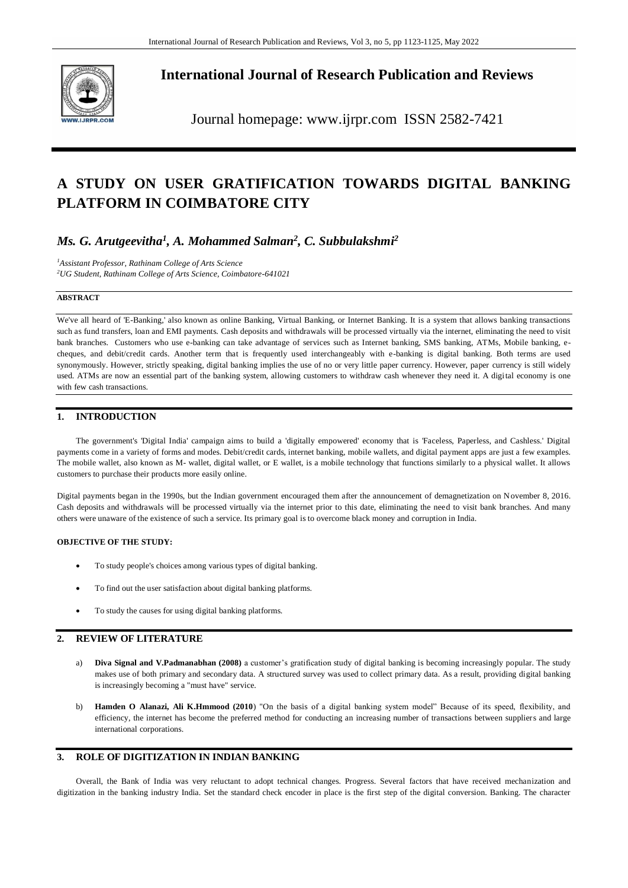# International Journal of Research Publication and Reviews

Journal homepage: www.ijrpr.com ISSN 2582-7421

# A STUDY ON USER GRATIFICATION TOWARDS DIGITAL BANKING PLATFORM IN COIMBATORE CITY

***Ms. G. Arutgeevitha[1], A. Mohammed Salman[2], C. Subbulakshmi[2]***

*[1]Assistant Professor, Rathinam College of Arts Science*
*[2]UG Student, Rathinam College of Arts Science, Coimbatore-641021*

**ABSTRACT**

We've all heard of 'E-Banking,' also known as online Banking, Virtual Banking, or Internet Banking. It is a system that allows banking transactions such as fund transfers, loan and EMI payments. Cash deposits and withdrawals will be processed virtually via the internet, eliminating the need to visit bank branches. Customers who use e-banking can take advantage of services such as Internet banking, SMS banking, ATMs, Mobile banking, e-cheques, and debit/credit cards. Another term that is frequently used interchangeably with e-banking is digital banking. Both terms are used synonymously. However, strictly speaking, digital banking implies the use of no or very little paper currency. However, paper currency is still widely used. ATMs are now an essential part of the banking system, allowing customers to withdraw cash whenever they need it. A digital economy is one with few cash transactions.

## 1. INTRODUCTION

The government's 'Digital India' campaign aims to build a 'digitally empowered' economy that is 'Faceless, Paperless, and Cashless.' Digital payments come in a variety of forms and modes. Debit/credit cards, internet banking, mobile wallets, and digital payment apps are just a few examples. The mobile wallet, also known as M- wallet, digital wallet, or E wallet, is a mobile technology that functions similarly to a physical wallet. It allows customers to purchase their products more easily online.

Digital payments began in the 1990s, but the Indian government encouraged them after the announcement of demagnetization on November 8, 2016. Cash deposits and withdrawals will be processed virtually via the internet prior to this date, eliminating the need to visit bank branches. And many others were unaware of the existence of such a service. Its primary goal is to overcome black money and corruption in India.

**OBJECTIVE OF THE STUDY:**

- To study people's choices among various types of digital banking.
- To find out the user satisfaction about digital banking platforms.
- To study the causes for using digital banking platforms.

## 2. REVIEW OF LITERATURE

a) **Diva Signal and V.Padmanabhan (2008)** a customer's gratification study of digital banking is becoming increasingly popular. The study makes use of both primary and secondary data. A structured survey was used to collect primary data. As a result, providing digital banking is increasingly becoming a "must have" service.

b) **Hamden O Alanazi, Ali K.Hmmood (2010**) "On the basis of a digital banking system model" Because of its speed, flexibility, and efficiency, the internet has become the preferred method for conducting an increasing number of transactions between suppliers and large international corporations.

## 3. ROLE OF DIGITIZATION IN INDIAN BANKING

Overall, the Bank of India was very reluctant to adopt technical changes. Progress. Several factors that have received mechanization and digitization in the banking industry India. Set the standard check encoder in place is the first step of the digital conversion. Banking. The character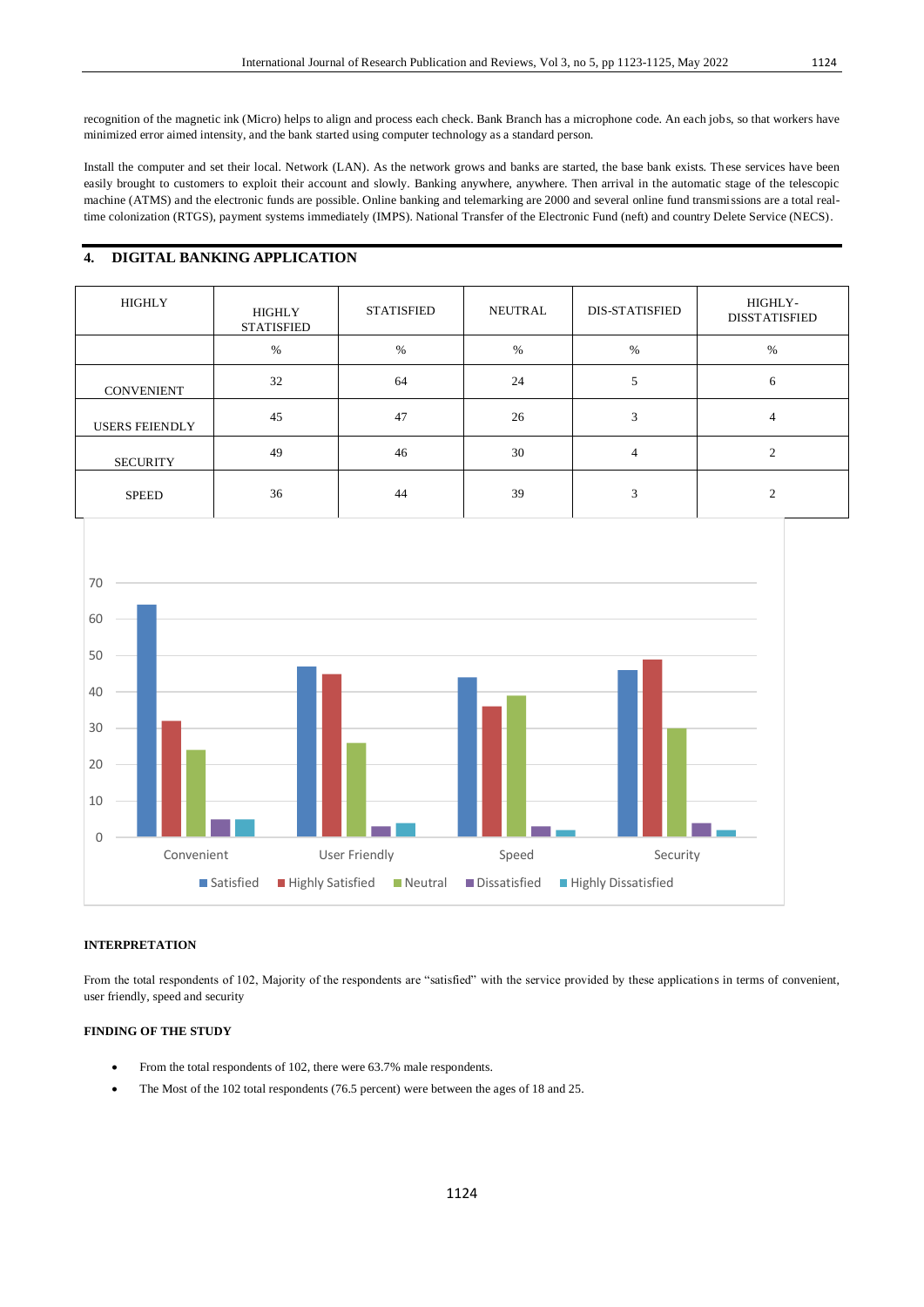recognition of the magnetic ink (Micro) helps to align and process each check. Bank Branch has a microphone code. An each jobs, so that workers have minimized error aimed intensity, and the bank started using computer technology as a standard person.

Install the computer and set their local. Network (LAN). As the network grows and banks are started, the base bank exists. These services have been easily brought to customers to exploit their account and slowly. Banking anywhere, anywhere. Then arrival in the automatic stage of the telescopic machine (ATMS) and the electronic funds are possible. Online banking and telemarking are 2000 and several online fund transmissions are a total real-time colonization (RTGS), payment systems immediately (IMPS). National Transfer of the Electronic Fund (neft) and country Delete Service (NECS).

## 4. DIGITAL BANKING APPLICATION

| HIGHLY | HIGHLY STATISFIED | STATISFIED | NEUTRAL | DIS-STATISFIED | HIGHLY-DISSTATISFIED |
|---|---|---|---|---|---|
| | % | % | % | % | % |
| CONVENIENT | 32 | 64 | 24 | 5 | 6 |
| USERS FEIENDLY | 45 | 47 | 26 | 3 | 4 |
| SECURITY | 49 | 46 | 30 | 4 | 2 |
| SPEED | 36 | 44 | 39 | 3 | 2 |

### INTERPRETATION

From the total respondents of 102, Majority of the respondents are "satisfied" with the service provided by these applications in terms of convenient, user friendly, speed and security

### FINDING OF THE STUDY

- From the total respondents of 102, there were 63.7% male respondents.
- The Most of the 102 total respondents (76.5 percent) were between the ages of 18 and 25.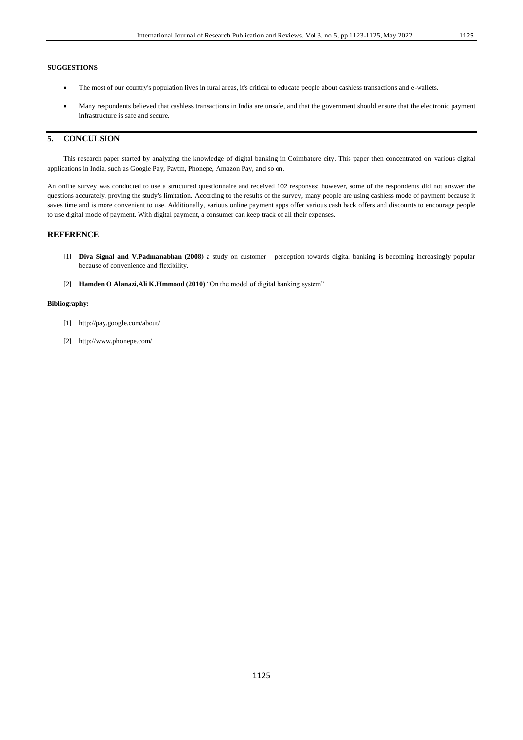**SUGGESTIONS**

- The most of our country's population lives in rural areas, it's critical to educate people about cashless transactions and e-wallets.
- Many respondents believed that cashless transactions in India are unsafe, and that the government should ensure that the electronic payment infrastructure is safe and secure.

## 5. CONCULSION

This research paper started by analyzing the knowledge of digital banking in Coimbatore city. This paper then concentrated on various digital applications in India, such as Google Pay, Paytm, Phonepe, Amazon Pay, and so on.

An online survey was conducted to use a structured questionnaire and received 102 responses; however, some of the respondents did not answer the questions accurately, proving the study's limitation. According to the results of the survey, many people are using cashless mode of payment because it saves time and is more convenient to use. Additionally, various online payment apps offer various cash back offers and discounts to encourage people to use digital mode of payment. With digital payment, a consumer can keep track of all their expenses.

## REFERENCE

[1] **Diva Signal and V.Padmanabhan (2008)** a study on customer perception towards digital banking is becoming increasingly popular because of convenience and flexibility.

[2] **Hamden O Alanazi,Ali K.Hmmood (2010)** "On the model of digital banking system"

**Bibliography:**

[1] http://pay.google.com/about/

[2] http://www.phonepe.com/